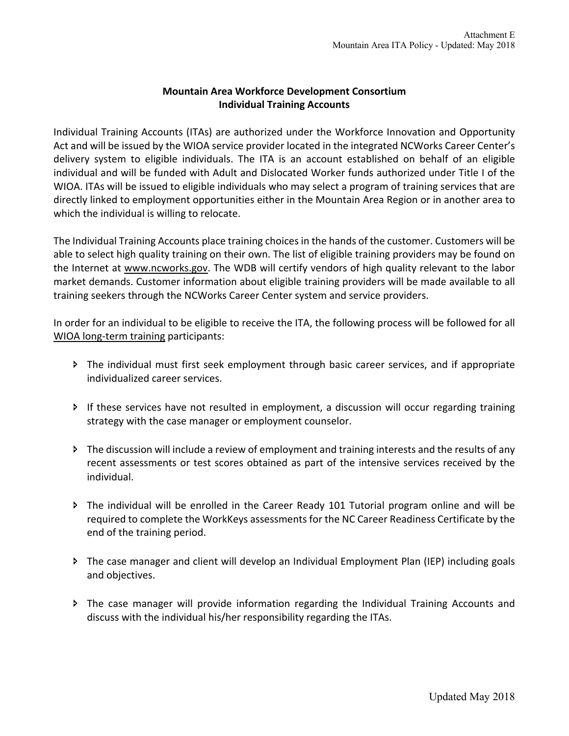**Mountain Area Workforce Development Consortium**
**Individual Training Accounts**

Individual Training Accounts (ITAs) are authorized under the Workforce Innovation and Opportunity Act and will be issued by the WIOA service provider located in the integrated NCWorks Career Center's delivery system to eligible individuals. The ITA is an account established on behalf of an eligible individual and will be funded with Adult and Dislocated Worker funds authorized under Title I of the WIOA. ITAs will be issued to eligible individuals who may select a program of training services that are directly linked to employment opportunities either in the Mountain Area Region or in another area to which the individual is willing to relocate.

The Individual Training Accounts place training choices in the hands of the customer. Customers will be able to select high quality training on their own. The list of eligible training providers may be found on the Internet at www.ncworks.gov. The WDB will certify vendors of high quality relevant to the labor market demands. Customer information about eligible training providers will be made available to all training seekers through the NCWorks Career Center system and service providers.

In order for an individual to be eligible to receive the ITA, the following process will be followed for all WIOA long-term training participants:

- The individual must first seek employment through basic career services, and if appropriate individualized career services.
- If these services have not resulted in employment, a discussion will occur regarding training strategy with the case manager or employment counselor.
- The discussion will include a review of employment and training interests and the results of any recent assessments or test scores obtained as part of the intensive services received by the individual.
- The individual will be enrolled in the Career Ready 101 Tutorial program online and will be required to complete the WorkKeys assessments for the NC Career Readiness Certificate by the end of the training period.
- The case manager and client will develop an Individual Employment Plan (IEP) including goals and objectives.
- The case manager will provide information regarding the Individual Training Accounts and discuss with the individual his/her responsibility regarding the ITAs.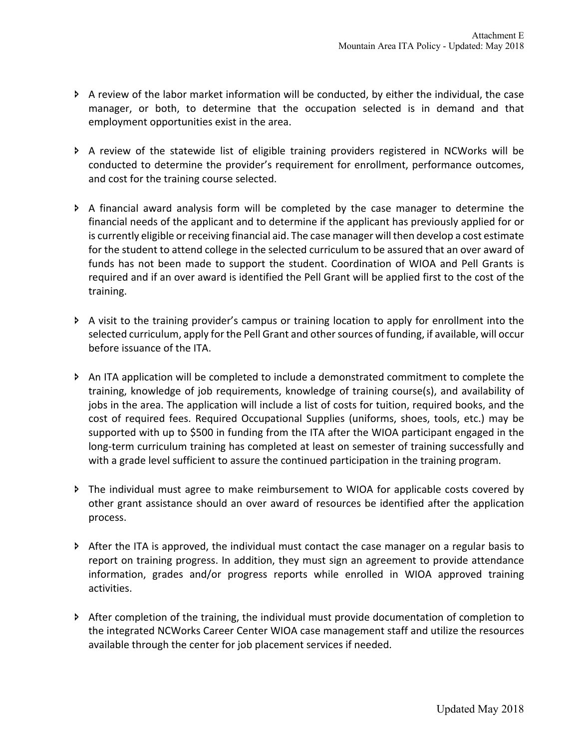- A review of the labor market information will be conducted, by either the individual, the case manager, or both, to determine that the occupation selected is in demand and that employment opportunities exist in the area.

- A review of the statewide list of eligible training providers registered in NCWorks will be conducted to determine the provider's requirement for enrollment, performance outcomes, and cost for the training course selected.

- A financial award analysis form will be completed by the case manager to determine the financial needs of the applicant and to determine if the applicant has previously applied for or is currently eligible or receiving financial aid. The case manager will then develop a cost estimate for the student to attend college in the selected curriculum to be assured that an over award of funds has not been made to support the student. Coordination of WIOA and Pell Grants is required and if an over award is identified the Pell Grant will be applied first to the cost of the training.

- A visit to the training provider's campus or training location to apply for enrollment into the selected curriculum, apply for the Pell Grant and other sources of funding, if available, will occur before issuance of the ITA.

- An ITA application will be completed to include a demonstrated commitment to complete the training, knowledge of job requirements, knowledge of training course(s), and availability of jobs in the area. The application will include a list of costs for tuition, required books, and the cost of required fees. Required Occupational Supplies (uniforms, shoes, tools, etc.) may be supported with up to $500 in funding from the ITA after the WIOA participant engaged in the long-term curriculum training has completed at least on semester of training successfully and with a grade level sufficient to assure the continued participation in the training program.

- The individual must agree to make reimbursement to WIOA for applicable costs covered by other grant assistance should an over award of resources be identified after the application process.

- After the ITA is approved, the individual must contact the case manager on a regular basis to report on training progress. In addition, they must sign an agreement to provide attendance information, grades and/or progress reports while enrolled in WIOA approved training activities.

- After completion of the training, the individual must provide documentation of completion to the integrated NCWorks Career Center WIOA case management staff and utilize the resources available through the center for job placement services if needed.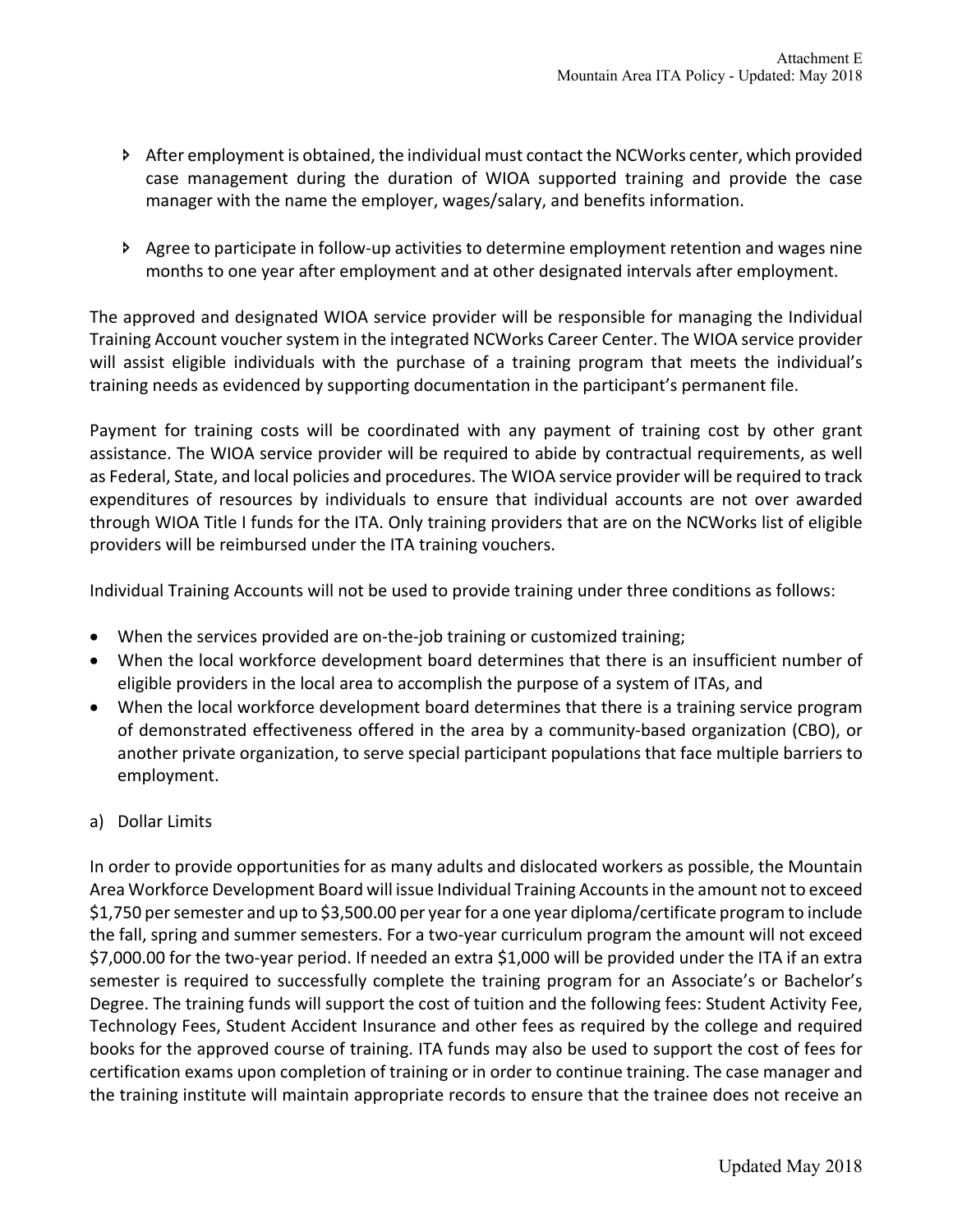- After employment is obtained, the individual must contact the NCWorks center, which provided case management during the duration of WIOA supported training and provide the case manager with the name the employer, wages/salary, and benefits information.

- Agree to participate in follow-up activities to determine employment retention and wages nine months to one year after employment and at other designated intervals after employment.

The approved and designated WIOA service provider will be responsible for managing the Individual Training Account voucher system in the integrated NCWorks Career Center. The WIOA service provider will assist eligible individuals with the purchase of a training program that meets the individual's training needs as evidenced by supporting documentation in the participant's permanent file.

Payment for training costs will be coordinated with any payment of training cost by other grant assistance. The WIOA service provider will be required to abide by contractual requirements, as well as Federal, State, and local policies and procedures. The WIOA service provider will be required to track expenditures of resources by individuals to ensure that individual accounts are not over awarded through WIOA Title I funds for the ITA. Only training providers that are on the NCWorks list of eligible providers will be reimbursed under the ITA training vouchers.

Individual Training Accounts will not be used to provide training under three conditions as follows:

- When the services provided are on-the-job training or customized training;
- When the local workforce development board determines that there is an insufficient number of eligible providers in the local area to accomplish the purpose of a system of ITAs, and
- When the local workforce development board determines that there is a training service program of demonstrated effectiveness offered in the area by a community-based organization (CBO), or another private organization, to serve special participant populations that face multiple barriers to employment.

a) Dollar Limits

In order to provide opportunities for as many adults and dislocated workers as possible, the Mountain Area Workforce Development Board will issue Individual Training Accounts in the amount not to exceed $1,750 per semester and up to $3,500.00 per year for a one year diploma/certificate program to include the fall, spring and summer semesters. For a two-year curriculum program the amount will not exceed $7,000.00 for the two-year period. If needed an extra $1,000 will be provided under the ITA if an extra semester is required to successfully complete the training program for an Associate's or Bachelor's Degree. The training funds will support the cost of tuition and the following fees: Student Activity Fee, Technology Fees, Student Accident Insurance and other fees as required by the college and required books for the approved course of training. ITA funds may also be used to support the cost of fees for certification exams upon completion of training or in order to continue training. The case manager and the training institute will maintain appropriate records to ensure that the trainee does not receive an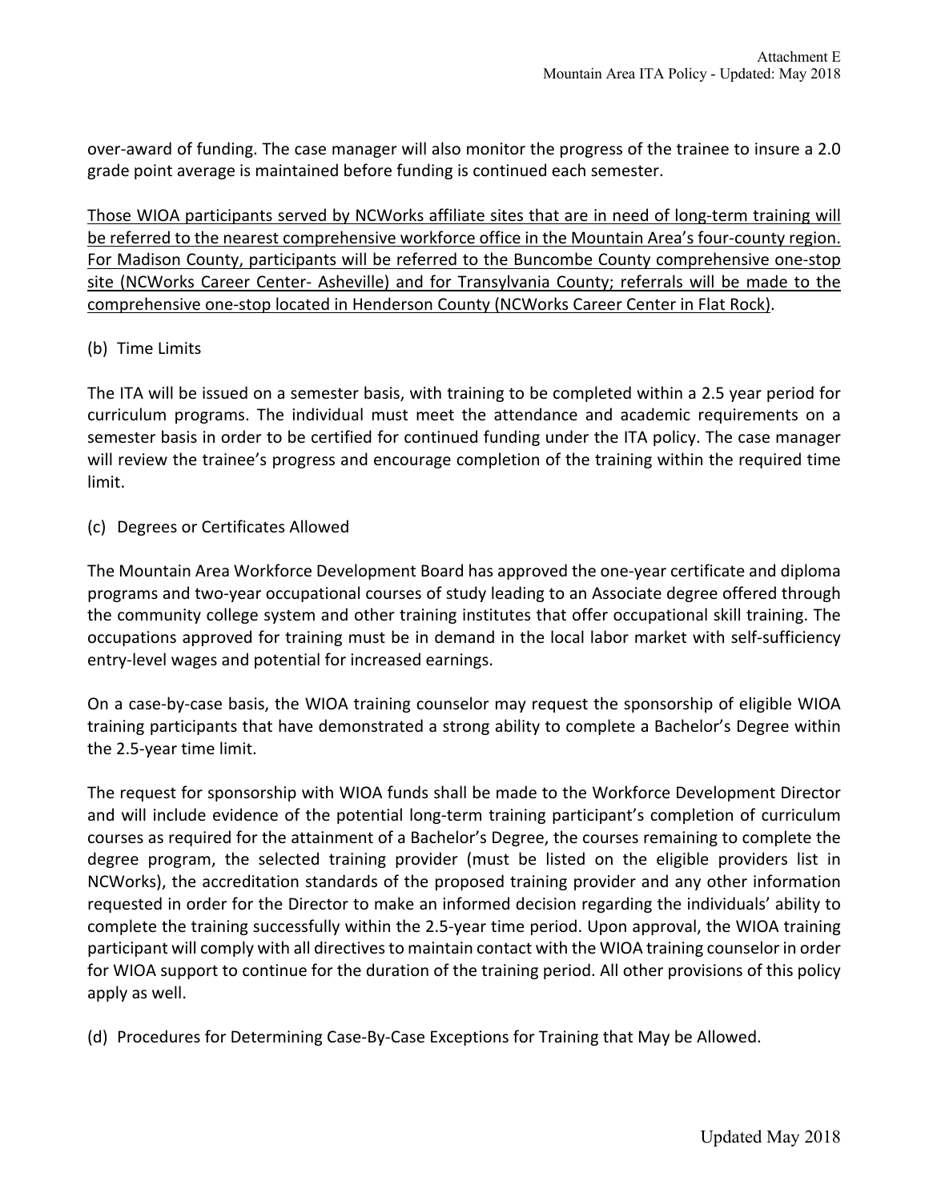over-award of funding. The case manager will also monitor the progress of the trainee to insure a 2.0 grade point average is maintained before funding is continued each semester.

<u>Those WIOA participants served by NCWorks affiliate sites that are in need of long-term training will be referred to the nearest comprehensive workforce office in the Mountain Area's four-county region. For Madison County, participants will be referred to the Buncombe County comprehensive one-stop site (NCWorks Career Center- Asheville) and for Transylvania County; referrals will be made to the comprehensive one-stop located in Henderson County (NCWorks Career Center in Flat Rock)</u>.

(b) Time Limits

The ITA will be issued on a semester basis, with training to be completed within a 2.5 year period for curriculum programs. The individual must meet the attendance and academic requirements on a semester basis in order to be certified for continued funding under the ITA policy. The case manager will review the trainee's progress and encourage completion of the training within the required time limit.

(c) Degrees or Certificates Allowed

The Mountain Area Workforce Development Board has approved the one-year certificate and diploma programs and two-year occupational courses of study leading to an Associate degree offered through the community college system and other training institutes that offer occupational skill training. The occupations approved for training must be in demand in the local labor market with self-sufficiency entry-level wages and potential for increased earnings.

On a case-by-case basis, the WIOA training counselor may request the sponsorship of eligible WIOA training participants that have demonstrated a strong ability to complete a Bachelor's Degree within the 2.5-year time limit.

The request for sponsorship with WIOA funds shall be made to the Workforce Development Director and will include evidence of the potential long-term training participant's completion of curriculum courses as required for the attainment of a Bachelor's Degree, the courses remaining to complete the degree program, the selected training provider (must be listed on the eligible providers list in NCWorks), the accreditation standards of the proposed training provider and any other information requested in order for the Director to make an informed decision regarding the individuals' ability to complete the training successfully within the 2.5-year time period. Upon approval, the WIOA training participant will comply with all directives to maintain contact with the WIOA training counselor in order for WIOA support to continue for the duration of the training period. All other provisions of this policy apply as well.

(d) Procedures for Determining Case-By-Case Exceptions for Training that May be Allowed.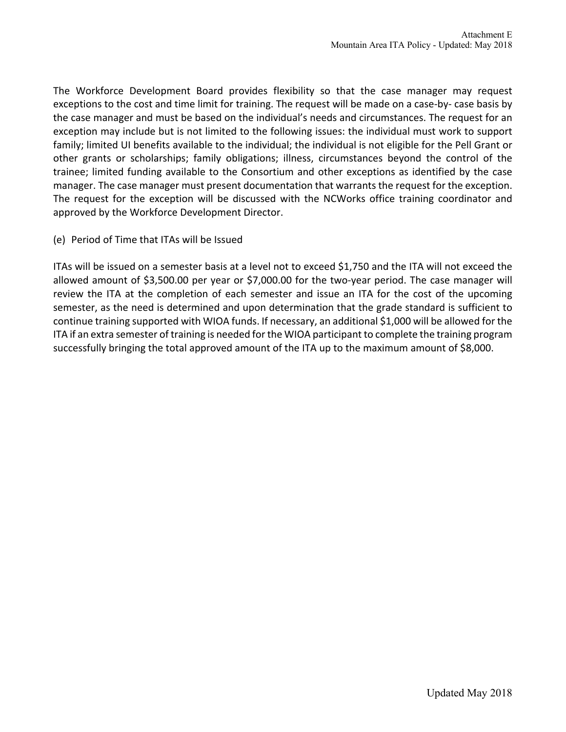The Workforce Development Board provides flexibility so that the case manager may request exceptions to the cost and time limit for training. The request will be made on a case-by- case basis by the case manager and must be based on the individual's needs and circumstances. The request for an exception may include but is not limited to the following issues: the individual must work to support family; limited UI benefits available to the individual; the individual is not eligible for the Pell Grant or other grants or scholarships; family obligations; illness, circumstances beyond the control of the trainee; limited funding available to the Consortium and other exceptions as identified by the case manager. The case manager must present documentation that warrants the request for the exception. The request for the exception will be discussed with the NCWorks office training coordinator and approved by the Workforce Development Director.

(e) Period of Time that ITAs will be Issued

ITAs will be issued on a semester basis at a level not to exceed $1,750 and the ITA will not exceed the allowed amount of $3,500.00 per year or $7,000.00 for the two-year period. The case manager will review the ITA at the completion of each semester and issue an ITA for the cost of the upcoming semester, as the need is determined and upon determination that the grade standard is sufficient to continue training supported with WIOA funds. If necessary, an additional $1,000 will be allowed for the ITA if an extra semester of training is needed for the WIOA participant to complete the training program successfully bringing the total approved amount of the ITA up to the maximum amount of $8,000.